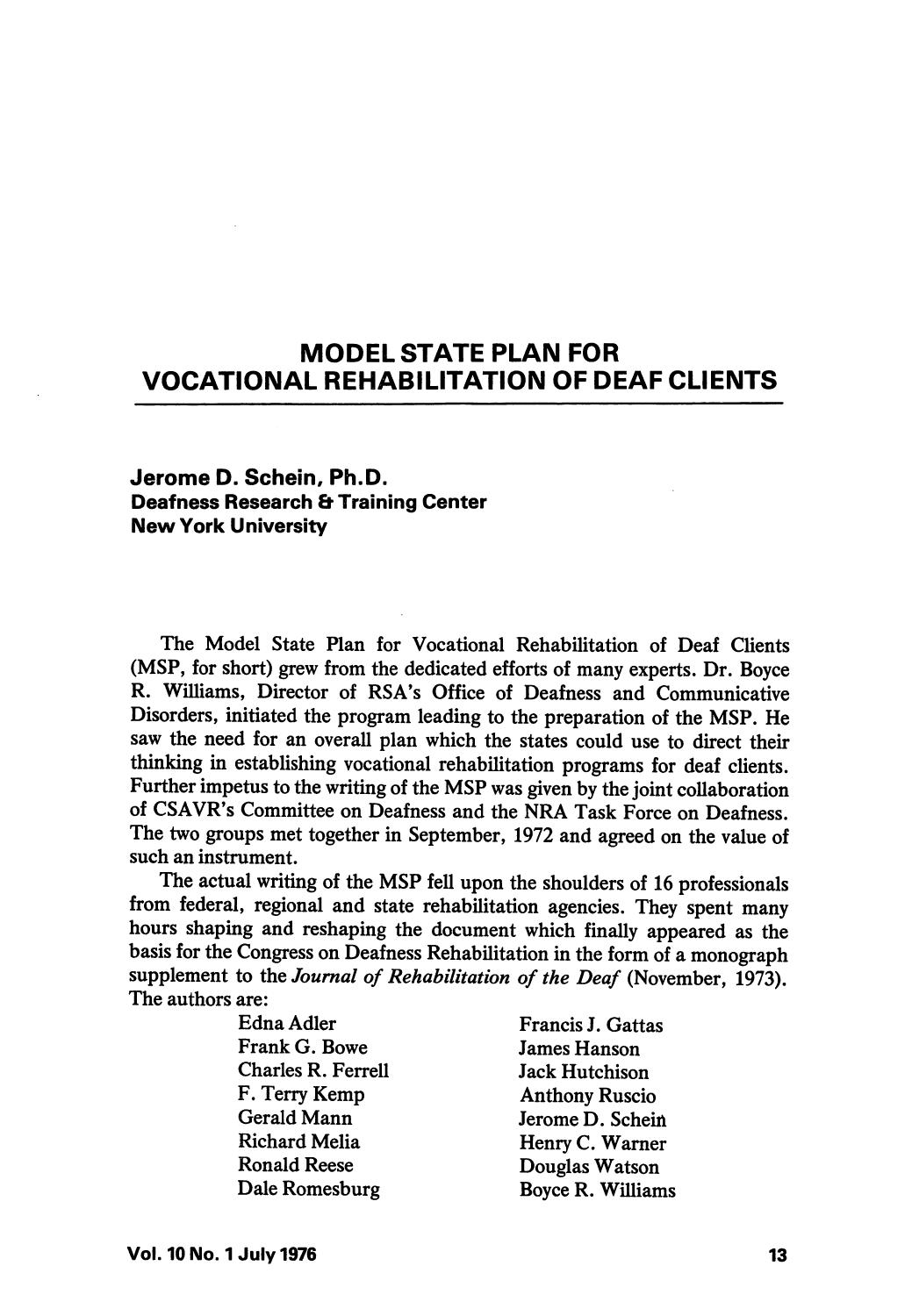# MODEL STATE PLAN FOR VOCATIONAL REHABILITATION OF DEAF CLIENTS

**Jerome D. Schein, Ph.D.**
**Deafness Research & Training Center**
**New York University**

The Model State Plan for Vocational Rehabilitation of Deaf Clients (MSP, for short) grew from the dedicated efforts of many experts. Dr. Boyce R. Williams, Director of RSA's Office of Deafness and Communicative Disorders, initiated the program leading to the preparation of the MSP. He saw the need for an overall plan which the states could use to direct their thinking in establishing vocational rehabilitation programs for deaf clients. Further impetus to the writing of the MSP was given by the joint collaboration of CSAVR's Committee on Deafness and the NRA Task Force on Deafness. The two groups met together in September, 1972 and agreed on the value of such an instrument.

The actual writing of the MSP fell upon the shoulders of 16 professionals from federal, regional and state rehabilitation agencies. They spent many hours shaping and reshaping the document which finally appeared as the basis for the Congress on Deafness Rehabilitation in the form of a monograph supplement to the *Journal of Rehabilitation of the Deaf* (November, 1973). The authors are:

| | |
|---|---|
| Edna Adler | Francis J. Gattas |
| Frank G. Bowe | James Hanson |
| Charles R. Ferrell | Jack Hutchison |
| F. Terry Kemp | Anthony Ruscio |
| Gerald Mann | Jerome D. Schein |
| Richard Melia | Henry C. Warner |
| Ronald Reese | Douglas Watson |
| Dale Romesburg | Boyce R. Williams |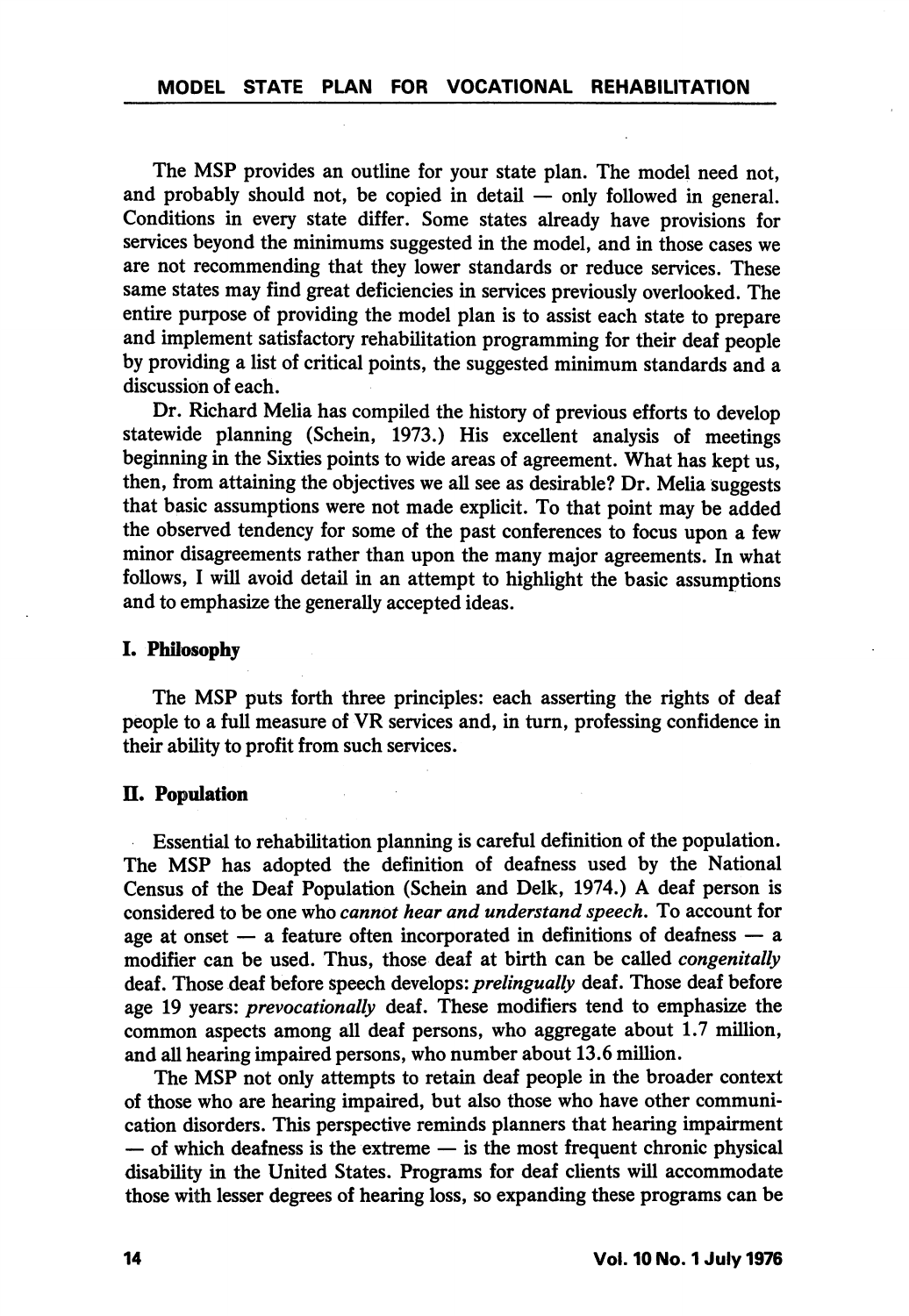The MSP provides an outline for your state plan. The model need not, and probably should not, be copied in detail — only followed in general. Conditions in every state differ. Some states already have provisions for services beyond the minimums suggested in the model, and in those cases we are not recommending that they lower standards or reduce services. These same states may find great deficiencies in services previously overlooked. The entire purpose of providing the model plan is to assist each state to prepare and implement satisfactory rehabilitation programming for their deaf people by providing a list of critical points, the suggested minimum standards and a discussion of each.

Dr. Richard Melia has compiled the history of previous efforts to develop statewide planning (Schein, 1973.) His excellent analysis of meetings beginning in the Sixties points to wide areas of agreement. What has kept us, then, from attaining the objectives we all see as desirable? Dr. Melia suggests that basic assumptions were not made explicit. To that point may be added the observed tendency for some of the past conferences to focus upon a few minor disagreements rather than upon the many major agreements. In what follows, I will avoid detail in an attempt to highlight the basic assumptions and to emphasize the generally accepted ideas.

## I. Philosophy

The MSP puts forth three principles: each asserting the rights of deaf people to a full measure of VR services and, in turn, professing confidence in their ability to profit from such services.

## II. Population

Essential to rehabilitation planning is careful definition of the population. The MSP has adopted the definition of deafness used by the National Census of the Deaf Population (Schein and Delk, 1974.) A deaf person is considered to be one who *cannot hear and understand speech.* To account for age at onset — a feature often incorporated in definitions of deafness — a modifier can be used. Thus, those deaf at birth can be called *congenitally* deaf. Those deaf before speech develops: *prelingually* deaf. Those deaf before age 19 years: *prevocationally* deaf. These modifiers tend to emphasize the common aspects among all deaf persons, who aggregate about 1.7 million, and all hearing impaired persons, who number about 13.6 million.

The MSP not only attempts to retain deaf people in the broader context of those who are hearing impaired, but also those who have other communication disorders. This perspective reminds planners that hearing impairment — of which deafness is the extreme — is the most frequent chronic physical disability in the United States. Programs for deaf clients will accommodate those with lesser degrees of hearing loss, so expanding these programs can be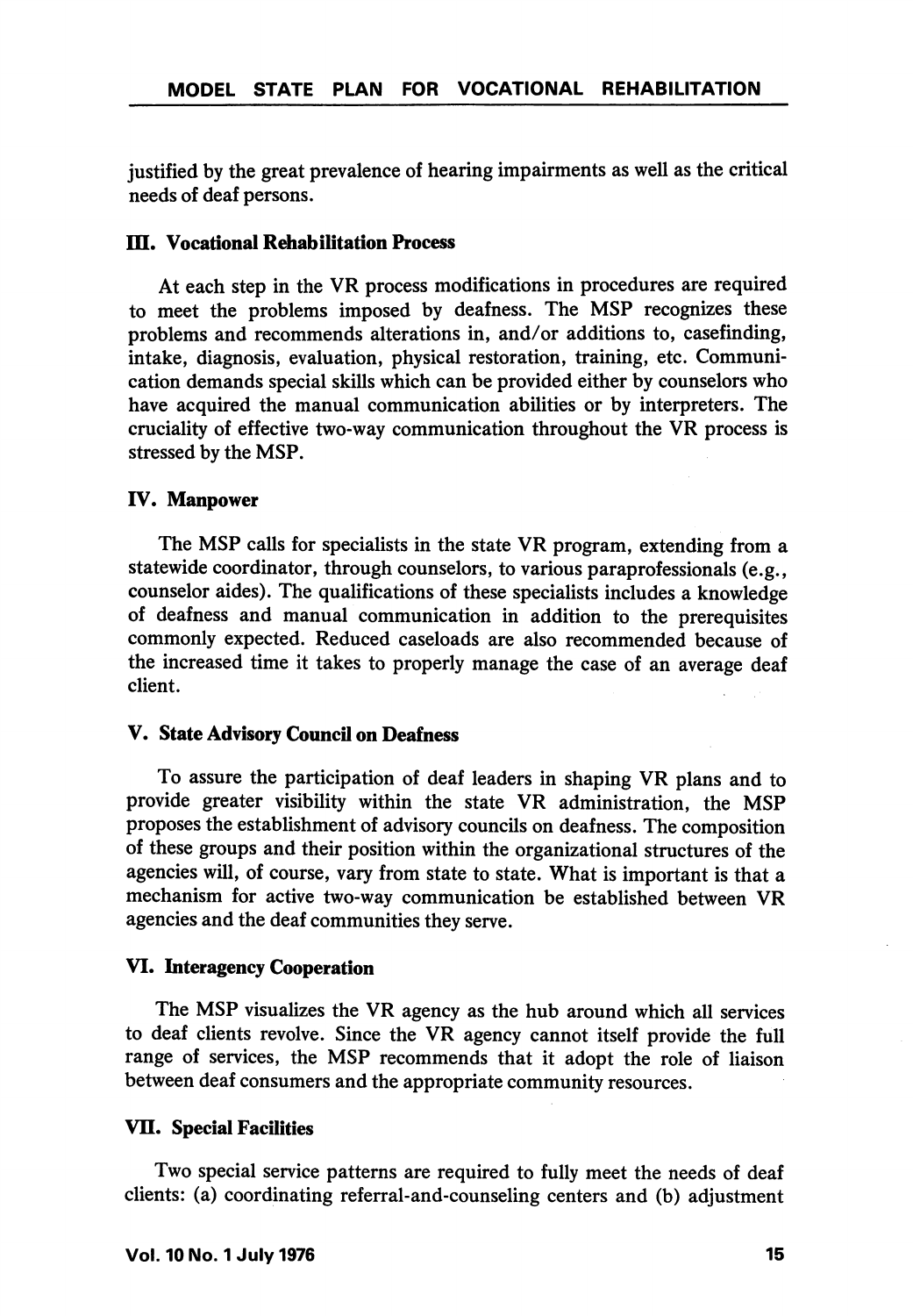justified by the great prevalence of hearing impairments as well as the critical needs of deaf persons.

### III. Vocational Rehabilitation Process

At each step in the VR process modifications in procedures are required to meet the problems imposed by deafness. The MSP recognizes these problems and recommends alterations in, and/or additions to, casefinding, intake, diagnosis, evaluation, physical restoration, training, etc. Communication demands special skills which can be provided either by counselors who have acquired the manual communication abilities or by interpreters. The cruciality of effective two-way communication throughout the VR process is stressed by the MSP.

### IV. Manpower

The MSP calls for specialists in the state VR program, extending from a statewide coordinator, through counselors, to various paraprofessionals (e.g., counselor aides). The qualifications of these specialists includes a knowledge of deafness and manual communication in addition to the prerequisites commonly expected. Reduced caseloads are also recommended because of the increased time it takes to properly manage the case of an average deaf client.

### V. State Advisory Council on Deafness

To assure the participation of deaf leaders in shaping VR plans and to provide greater visibility within the state VR administration, the MSP proposes the establishment of advisory councils on deafness. The composition of these groups and their position within the organizational structures of the agencies will, of course, vary from state to state. What is important is that a mechanism for active two-way communication be established between VR agencies and the deaf communities they serve.

### VI. Interagency Cooperation

The MSP visualizes the VR agency as the hub around which all services to deaf clients revolve. Since the VR agency cannot itself provide the full range of services, the MSP recommends that it adopt the role of liaison between deaf consumers and the appropriate community resources.

### VII. Special Facilities

Two special service patterns are required to fully meet the needs of deaf clients: (a) coordinating referral-and-counseling centers and (b) adjustment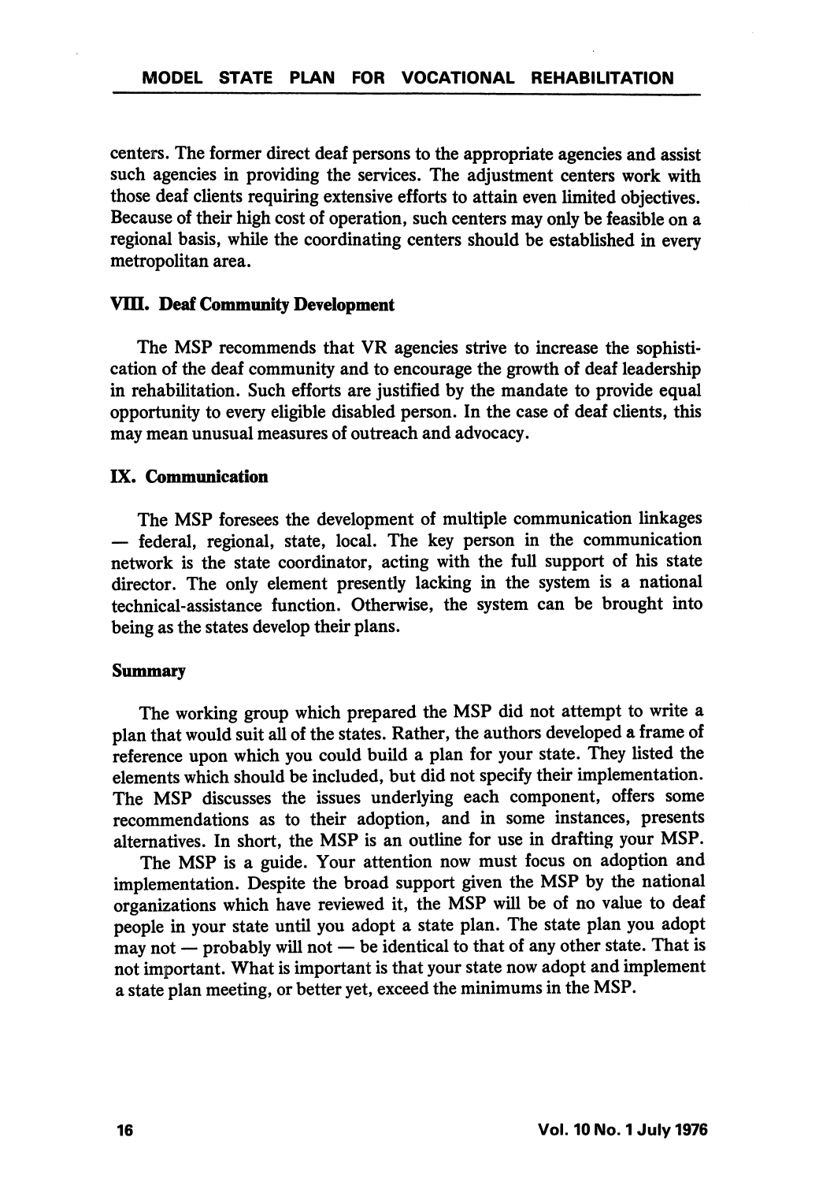centers. The former direct deaf persons to the appropriate agencies and assist such agencies in providing the services. The adjustment centers work with those deaf clients requiring extensive efforts to attain even limited objectives. Because of their high cost of operation, such centers may only be feasible on a regional basis, while the coordinating centers should be established in every metropolitan area.

### VIII. Deaf Community Development

The MSP recommends that VR agencies strive to increase the sophistication of the deaf community and to encourage the growth of deaf leadership in rehabilitation. Such efforts are justified by the mandate to provide equal opportunity to every eligible disabled person. In the case of deaf clients, this may mean unusual measures of outreach and advocacy.

### IX. Communication

The MSP foresees the development of multiple communication linkages — federal, regional, state, local. The key person in the communication network is the state coordinator, acting with the full support of his state director. The only element presently lacking in the system is a national technical-assistance function. Otherwise, the system can be brought into being as the states develop their plans.

### Summary

The working group which prepared the MSP did not attempt to write a plan that would suit all of the states. Rather, the authors developed a frame of reference upon which you could build a plan for your state. They listed the elements which should be included, but did not specify their implementation. The MSP discusses the issues underlying each component, offers some recommendations as to their adoption, and in some instances, presents alternatives. In short, the MSP is an outline for use in drafting your MSP.

The MSP is a guide. Your attention now must focus on adoption and implementation. Despite the broad support given the MSP by the national organizations which have reviewed it, the MSP will be of no value to deaf people in your state until you adopt a state plan. The state plan you adopt may not — probably will not — be identical to that of any other state. That is not important. What is important is that your state now adopt and implement a state plan meeting, or better yet, exceed the minimums in the MSP.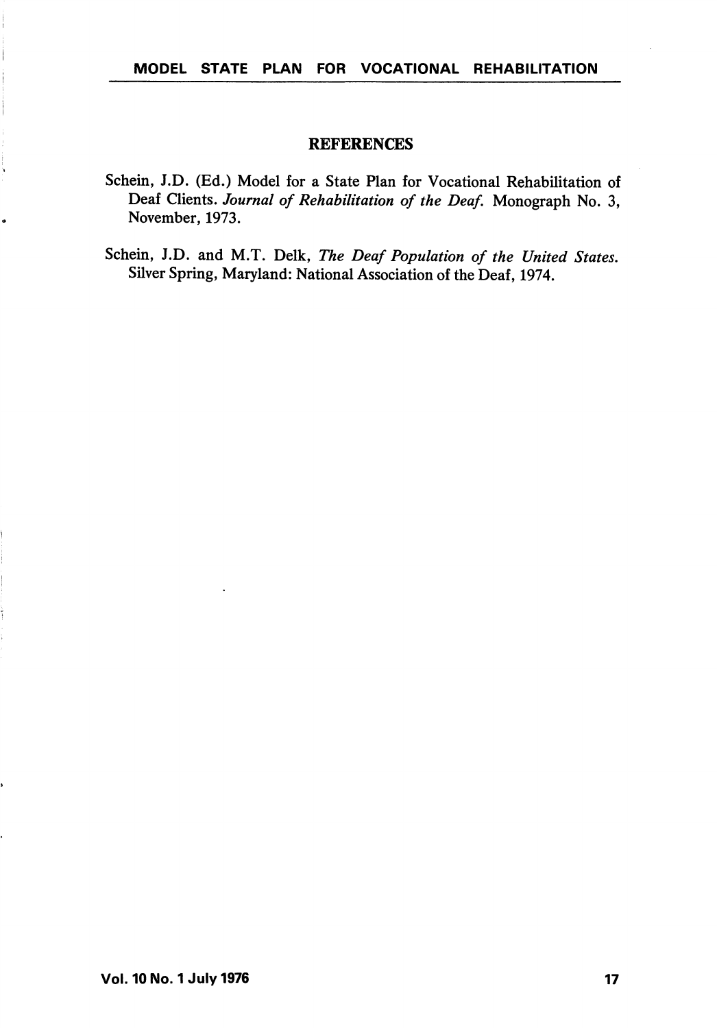## REFERENCES

Schein, J.D. (Ed.) Model for a State Plan for Vocational Rehabilitation of Deaf Clients. *Journal of Rehabilitation of the Deaf.* Monograph No. 3, November, 1973.

Schein, J.D. and M.T. Delk, *The Deaf Population of the United States.* Silver Spring, Maryland: National Association of the Deaf, 1974.